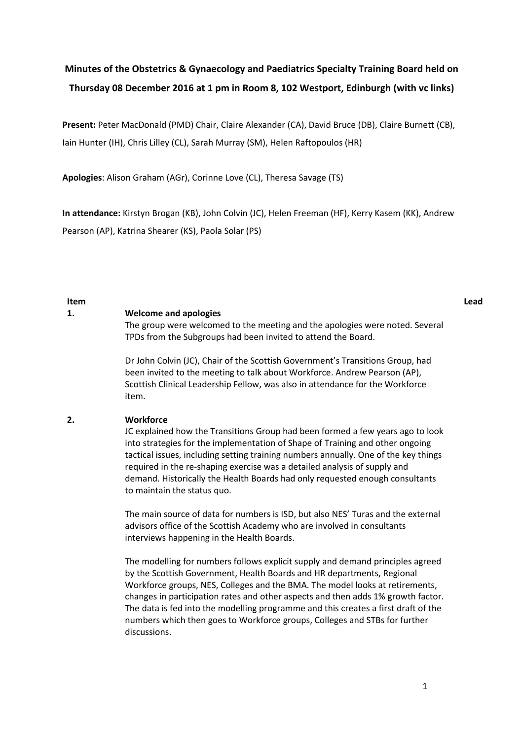**Minutes of the Obstetrics & Gynaecology and Paediatrics Specialty Training Board held on Thursday 08 December 2016 at 1 pm in Room 8, 102 Westport, Edinburgh (with vc links)**

**Present:** Peter MacDonald (PMD) Chair, Claire Alexander (CA), David Bruce (DB), Claire Burnett (CB), Iain Hunter (IH), Chris Lilley (CL), Sarah Murray (SM), Helen Raftopoulos (HR)

**Apologies**: Alison Graham (AGr), Corinne Love (CL), Theresa Savage (TS)

**In attendance:** Kirstyn Brogan (KB), John Colvin (JC), Helen Freeman (HF), Kerry Kasem (KK), Andrew Pearson (AP), Katrina Shearer (KS), Paola Solar (PS)

| Item | | Lead |
|---|---|---|
| **1.** | **Welcome and apologies**<br>The group were welcomed to the meeting and the apologies were noted. Several TPDs from the Subgroups had been invited to attend the Board.<br><br>Dr John Colvin (JC), Chair of the Scottish Government's Transitions Group, had been invited to the meeting to talk about Workforce. Andrew Pearson (AP), Scottish Clinical Leadership Fellow, was also in attendance for the Workforce item. | |
| **2.** | **Workforce**<br>JC explained how the Transitions Group had been formed a few years ago to look into strategies for the implementation of Shape of Training and other ongoing tactical issues, including setting training numbers annually. One of the key things required in the re-shaping exercise was a detailed analysis of supply and demand. Historically the Health Boards had only requested enough consultants to maintain the status quo.<br><br>The main source of data for numbers is ISD, but also NES' Turas and the external advisors office of the Scottish Academy who are involved in consultants interviews happening in the Health Boards.<br><br>The modelling for numbers follows explicit supply and demand principles agreed by the Scottish Government, Health Boards and HR departments, Regional Workforce groups, NES, Colleges and the BMA. The model looks at retirements, changes in participation rates and other aspects and then adds 1% growth factor. The data is fed into the modelling programme and this creates a first draft of the numbers which then goes to Workforce groups, Colleges and STBs for further discussions. | |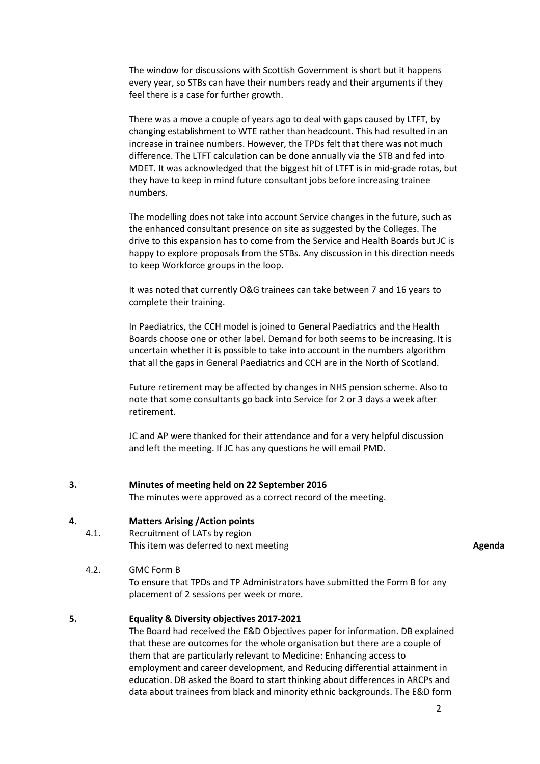The window for discussions with Scottish Government is short but it happens every year, so STBs can have their numbers ready and their arguments if they feel there is a case for further growth.

There was a move a couple of years ago to deal with gaps caused by LTFT, by changing establishment to WTE rather than headcount. This had resulted in an increase in trainee numbers. However, the TPDs felt that there was not much difference. The LTFT calculation can be done annually via the STB and fed into MDET. It was acknowledged that the biggest hit of LTFT is in mid-grade rotas, but they have to keep in mind future consultant jobs before increasing trainee numbers.

The modelling does not take into account Service changes in the future, such as the enhanced consultant presence on site as suggested by the Colleges. The drive to this expansion has to come from the Service and Health Boards but JC is happy to explore proposals from the STBs. Any discussion in this direction needs to keep Workforce groups in the loop.

It was noted that currently O&G trainees can take between 7 and 16 years to complete their training.

In Paediatrics, the CCH model is joined to General Paediatrics and the Health Boards choose one or other label. Demand for both seems to be increasing. It is uncertain whether it is possible to take into account in the numbers algorithm that all the gaps in General Paediatrics and CCH are in the North of Scotland.

Future retirement may be affected by changes in NHS pension scheme. Also to note that some consultants go back into Service for 2 or 3 days a week after retirement.

JC and AP were thanked for their attendance and for a very helpful discussion and left the meeting. If JC has any questions he will email PMD.

**3. Minutes of meeting held on 22 September 2016**

The minutes were approved as a correct record of the meeting.

**4. Matters Arising /Action points**

4.1. Recruitment of LATs by region

This item was deferred to next meeting **Agenda**

4.2. GMC Form B

To ensure that TPDs and TP Administrators have submitted the Form B for any placement of 2 sessions per week or more.

**5. Equality & Diversity objectives 2017-2021**

The Board had received the E&D Objectives paper for information. DB explained that these are outcomes for the whole organisation but there are a couple of them that are particularly relevant to Medicine: Enhancing access to employment and career development, and Reducing differential attainment in education. DB asked the Board to start thinking about differences in ARCPs and data about trainees from black and minority ethnic backgrounds. The E&D form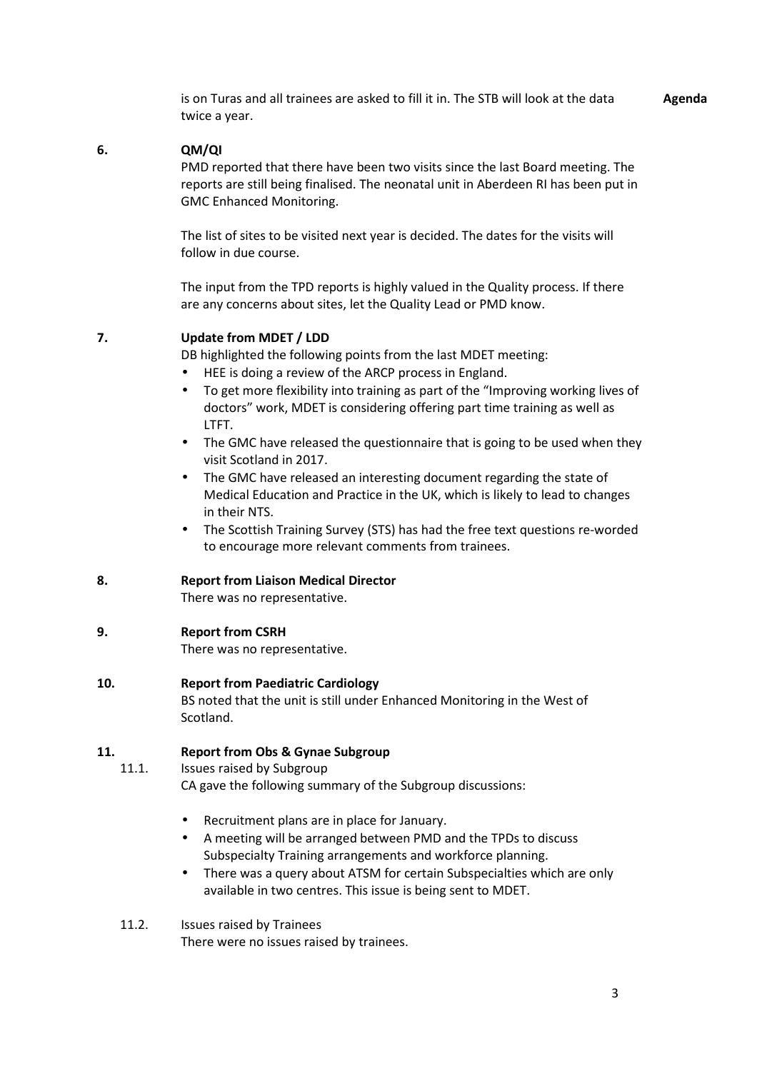is on Turas and all trainees are asked to fill it in. The STB will look at the data twice a year.

**Agenda**

**6. QM/QI**

PMD reported that there have been two visits since the last Board meeting. The reports are still being finalised. The neonatal unit in Aberdeen RI has been put in GMC Enhanced Monitoring.

The list of sites to be visited next year is decided. The dates for the visits will follow in due course.

The input from the TPD reports is highly valued in the Quality process. If there are any concerns about sites, let the Quality Lead or PMD know.

**7. Update from MDET / LDD**

DB highlighted the following points from the last MDET meeting:

- HEE is doing a review of the ARCP process in England.
- To get more flexibility into training as part of the "Improving working lives of doctors" work, MDET is considering offering part time training as well as LTFT.
- The GMC have released the questionnaire that is going to be used when they visit Scotland in 2017.
- The GMC have released an interesting document regarding the state of Medical Education and Practice in the UK, which is likely to lead to changes in their NTS.
- The Scottish Training Survey (STS) has had the free text questions re-worded to encourage more relevant comments from trainees.

**8. Report from Liaison Medical Director**

There was no representative.

**9. Report from CSRH**

There was no representative.

**10. Report from Paediatric Cardiology**

BS noted that the unit is still under Enhanced Monitoring in the West of Scotland.

**11. Report from Obs & Gynae Subgroup**

11.1. Issues raised by Subgroup

CA gave the following summary of the Subgroup discussions:

- Recruitment plans are in place for January.
- A meeting will be arranged between PMD and the TPDs to discuss Subspecialty Training arrangements and workforce planning.
- There was a query about ATSM for certain Subspecialties which are only available in two centres. This issue is being sent to MDET.

11.2. Issues raised by Trainees

There were no issues raised by trainees.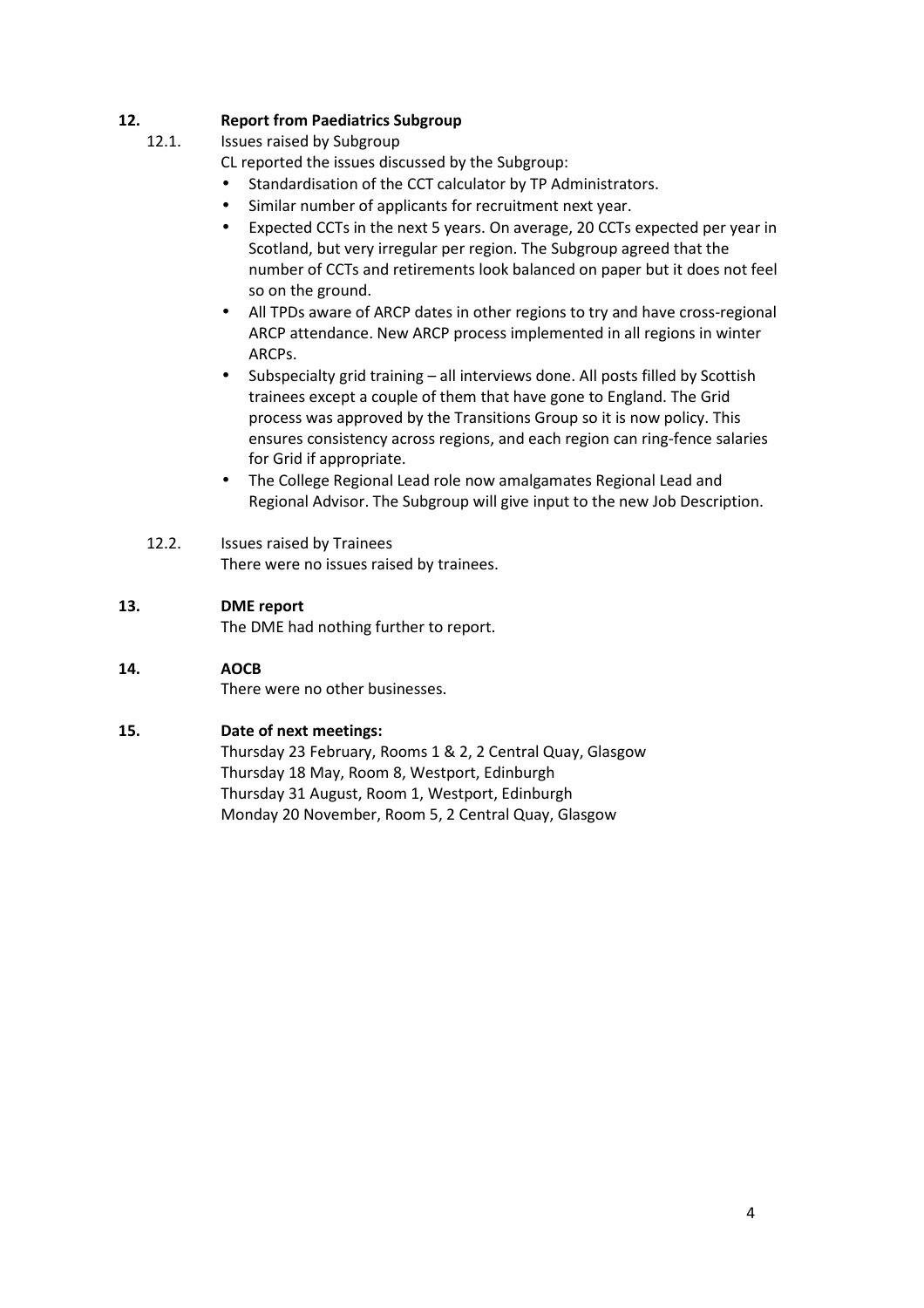## 12. Report from Paediatrics Subgroup

12.1. Issues raised by Subgroup

CL reported the issues discussed by the Subgroup:

- Standardisation of the CCT calculator by TP Administrators.
- Similar number of applicants for recruitment next year.
- Expected CCTs in the next 5 years. On average, 20 CCTs expected per year in Scotland, but very irregular per region. The Subgroup agreed that the number of CCTs and retirements look balanced on paper but it does not feel so on the ground.
- All TPDs aware of ARCP dates in other regions to try and have cross-regional ARCP attendance. New ARCP process implemented in all regions in winter ARCPs.
- Subspecialty grid training – all interviews done. All posts filled by Scottish trainees except a couple of them that have gone to England. The Grid process was approved by the Transitions Group so it is now policy. This ensures consistency across regions, and each region can ring-fence salaries for Grid if appropriate.
- The College Regional Lead role now amalgamates Regional Lead and Regional Advisor. The Subgroup will give input to the new Job Description.

12.2. Issues raised by Trainees

There were no issues raised by trainees.

## 13. DME report

The DME had nothing further to report.

## 14. AOCB

There were no other businesses.

## 15. Date of next meetings:

Thursday 23 February, Rooms 1 & 2, 2 Central Quay, Glasgow
Thursday 18 May, Room 8, Westport, Edinburgh
Thursday 31 August, Room 1, Westport, Edinburgh
Monday 20 November, Room 5, 2 Central Quay, Glasgow